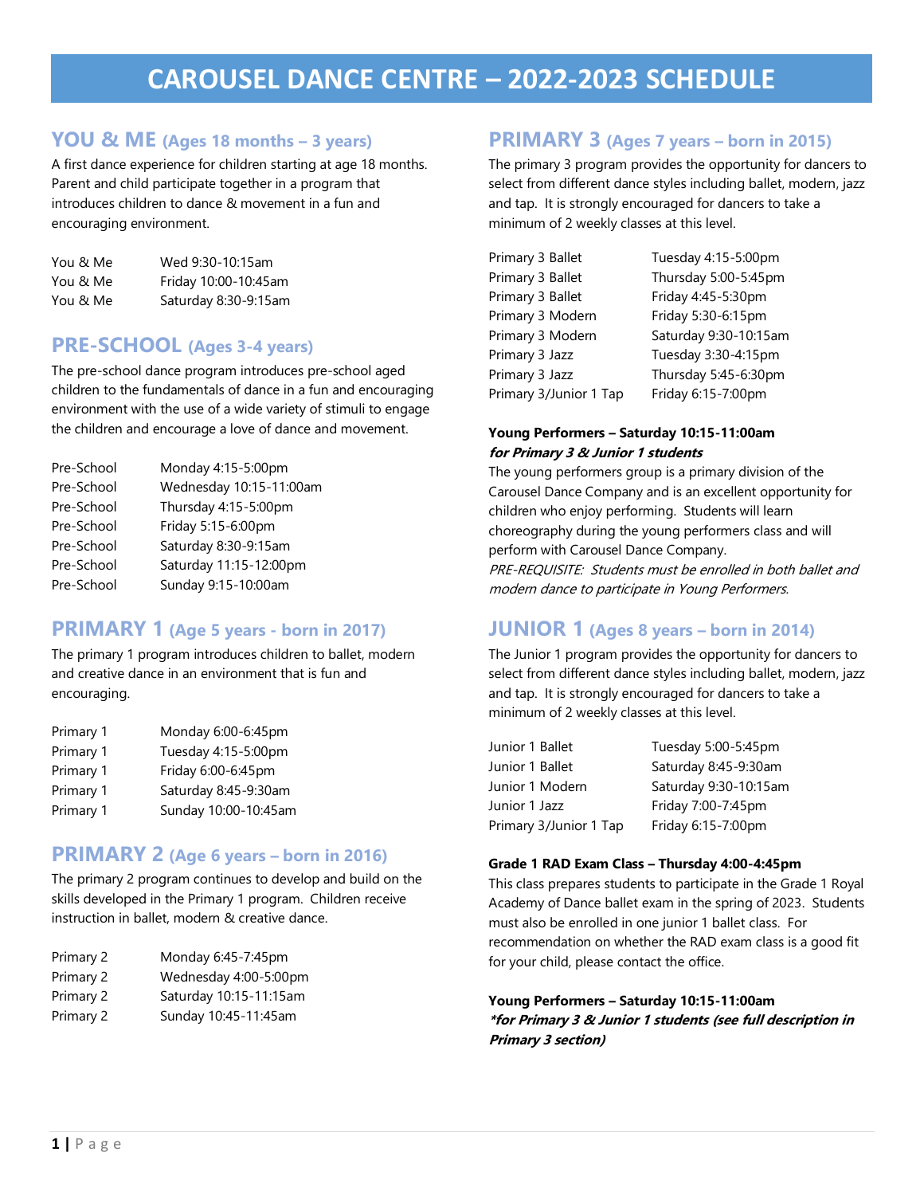# CAROUSEL DANCE CENTRE – 2022-2023 SCHEDULE

## YOU & ME (Ages 18 months – 3 years)

A first dance experience for children starting at age 18 months. Parent and child participate together in a program that introduces children to dance & movement in a fun and encouraging environment.

| | |
|---|---|
| You & Me | Wed 9:30-10:15am |
| You & Me | Friday 10:00-10:45am |
| You & Me | Saturday 8:30-9:15am |

## PRE-SCHOOL (Ages 3-4 years)

The pre-school dance program introduces pre-school aged children to the fundamentals of dance in a fun and encouraging environment with the use of a wide variety of stimuli to engage the children and encourage a love of dance and movement.

| | |
|---|---|
| Pre-School | Monday 4:15-5:00pm |
| Pre-School | Wednesday 10:15-11:00am |
| Pre-School | Thursday 4:15-5:00pm |
| Pre-School | Friday 5:15-6:00pm |
| Pre-School | Saturday 8:30-9:15am |
| Pre-School | Saturday 11:15-12:00pm |
| Pre-School | Sunday 9:15-10:00am |

## PRIMARY 1 (Age 5 years - born in 2017)

The primary 1 program introduces children to ballet, modern and creative dance in an environment that is fun and encouraging.

| | |
|---|---|
| Primary 1 | Monday 6:00-6:45pm |
| Primary 1 | Tuesday 4:15-5:00pm |
| Primary 1 | Friday 6:00-6:45pm |
| Primary 1 | Saturday 8:45-9:30am |
| Primary 1 | Sunday 10:00-10:45am |

## PRIMARY 2 (Age 6 years – born in 2016)

The primary 2 program continues to develop and build on the skills developed in the Primary 1 program. Children receive instruction in ballet, modern & creative dance.

| | |
|---|---|
| Primary 2 | Monday 6:45-7:45pm |
| Primary 2 | Wednesday 4:00-5:00pm |
| Primary 2 | Saturday 10:15-11:15am |
| Primary 2 | Sunday 10:45-11:45am |

## PRIMARY 3 (Ages 7 years – born in 2015)

The primary 3 program provides the opportunity for dancers to select from different dance styles including ballet, modern, jazz and tap. It is strongly encouraged for dancers to take a minimum of 2 weekly classes at this level.

| | |
|---|---|
| Primary 3 Ballet | Tuesday 4:15-5:00pm |
| Primary 3 Ballet | Thursday 5:00-5:45pm |
| Primary 3 Ballet | Friday 4:45-5:30pm |
| Primary 3 Modern | Friday 5:30-6:15pm |
| Primary 3 Modern | Saturday 9:30-10:15am |
| Primary 3 Jazz | Tuesday 3:30-4:15pm |
| Primary 3 Jazz | Thursday 5:45-6:30pm |
| Primary 3/Junior 1 Tap | Friday 6:15-7:00pm |

**Young Performers – Saturday 10:15-11:00am**
***for Primary 3 & Junior 1 students***

The young performers group is a primary division of the Carousel Dance Company and is an excellent opportunity for children who enjoy performing. Students will learn choreography during the young performers class and will perform with Carousel Dance Company.
*PRE-REQUISITE: Students must be enrolled in both ballet and modern dance to participate in Young Performers.*

## JUNIOR 1 (Ages 8 years – born in 2014)

The Junior 1 program provides the opportunity for dancers to select from different dance styles including ballet, modern, jazz and tap. It is strongly encouraged for dancers to take a minimum of 2 weekly classes at this level.

| | |
|---|---|
| Junior 1 Ballet | Tuesday 5:00-5:45pm |
| Junior 1 Ballet | Saturday 8:45-9:30am |
| Junior 1 Modern | Saturday 9:30-10:15am |
| Junior 1 Jazz | Friday 7:00-7:45pm |
| Primary 3/Junior 1 Tap | Friday 6:15-7:00pm |

**Grade 1 RAD Exam Class – Thursday 4:00-4:45pm**

This class prepares students to participate in the Grade 1 Royal Academy of Dance ballet exam in the spring of 2023. Students must also be enrolled in one junior 1 ballet class. For recommendation on whether the RAD exam class is a good fit for your child, please contact the office.

**Young Performers – Saturday 10:15-11:00am**
***\*for Primary 3 & Junior 1 students (see full description in Primary 3 section)***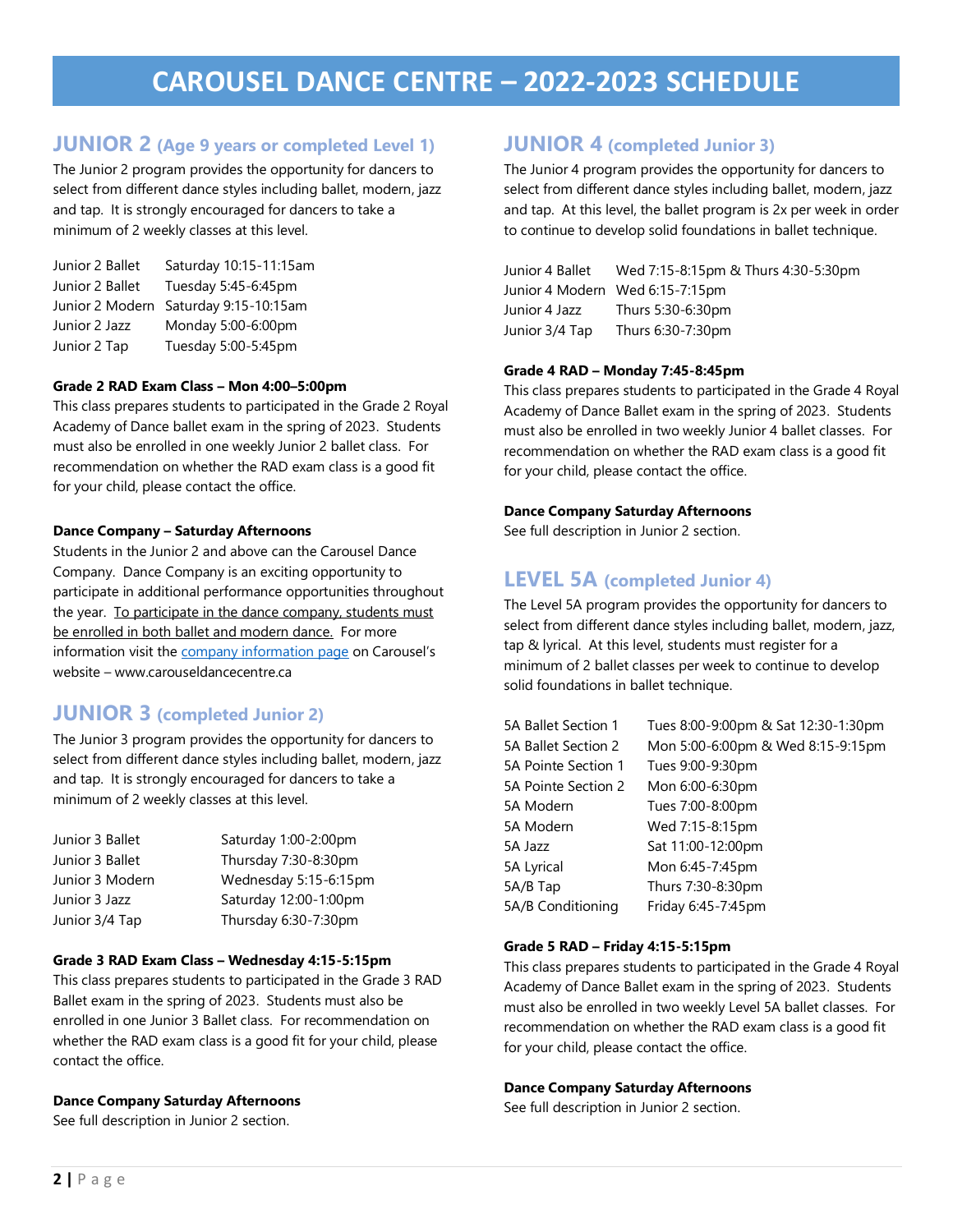# CAROUSEL DANCE CENTRE – 2022-2023 SCHEDULE

## JUNIOR 2 (Age 9 years or completed Level 1)

The Junior 2 program provides the opportunity for dancers to select from different dance styles including ballet, modern, jazz and tap. It is strongly encouraged for dancers to take a minimum of 2 weekly classes at this level.

| | |
|---|---|
| Junior 2 Ballet | Saturday 10:15-11:15am |
| Junior 2 Ballet | Tuesday 5:45-6:45pm |
| Junior 2 Modern | Saturday 9:15-10:15am |
| Junior 2 Jazz | Monday 5:00-6:00pm |
| Junior 2 Tap | Tuesday 5:00-5:45pm |

**Grade 2 RAD Exam Class – Mon 4:00–5:00pm**

This class prepares students to participated in the Grade 2 Royal Academy of Dance ballet exam in the spring of 2023. Students must also be enrolled in one weekly Junior 2 ballet class. For recommendation on whether the RAD exam class is a good fit for your child, please contact the office.

**Dance Company – Saturday Afternoons**

Students in the Junior 2 and above can the Carousel Dance Company. Dance Company is an exciting opportunity to participate in additional performance opportunities throughout the year. To participate in the dance company, students must be enrolled in both ballet and modern dance. For more information visit the company information page on Carousel's website – www.carouseldancecentre.ca

## JUNIOR 3 (completed Junior 2)

The Junior 3 program provides the opportunity for dancers to select from different dance styles including ballet, modern, jazz and tap. It is strongly encouraged for dancers to take a minimum of 2 weekly classes at this level.

| | |
|---|---|
| Junior 3 Ballet | Saturday 1:00-2:00pm |
| Junior 3 Ballet | Thursday 7:30-8:30pm |
| Junior 3 Modern | Wednesday 5:15-6:15pm |
| Junior 3 Jazz | Saturday 12:00-1:00pm |
| Junior 3/4 Tap | Thursday 6:30-7:30pm |

**Grade 3 RAD Exam Class – Wednesday 4:15-5:15pm**

This class prepares students to participated in the Grade 3 RAD Ballet exam in the spring of 2023. Students must also be enrolled in one Junior 3 Ballet class. For recommendation on whether the RAD exam class is a good fit for your child, please contact the office.

**Dance Company Saturday Afternoons**

See full description in Junior 2 section.

## JUNIOR 4 (completed Junior 3)

The Junior 4 program provides the opportunity for dancers to select from different dance styles including ballet, modern, jazz and tap. At this level, the ballet program is 2x per week in order to continue to develop solid foundations in ballet technique.

| | |
|---|---|
| Junior 4 Ballet | Wed 7:15-8:15pm & Thurs 4:30-5:30pm |
| Junior 4 Modern | Wed 6:15-7:15pm |
| Junior 4 Jazz | Thurs 5:30-6:30pm |
| Junior 3/4 Tap | Thurs 6:30-7:30pm |

**Grade 4 RAD – Monday 7:45-8:45pm**

This class prepares students to participated in the Grade 4 Royal Academy of Dance Ballet exam in the spring of 2023. Students must also be enrolled in two weekly Junior 4 ballet classes. For recommendation on whether the RAD exam class is a good fit for your child, please contact the office.

**Dance Company Saturday Afternoons**

See full description in Junior 2 section.

## LEVEL 5A (completed Junior 4)

The Level 5A program provides the opportunity for dancers to select from different dance styles including ballet, modern, jazz, tap & lyrical. At this level, students must register for a minimum of 2 ballet classes per week to continue to develop solid foundations in ballet technique.

| | |
|---|---|
| 5A Ballet Section 1 | Tues 8:00-9:00pm & Sat 12:30-1:30pm |
| 5A Ballet Section 2 | Mon 5:00-6:00pm & Wed 8:15-9:15pm |
| 5A Pointe Section 1 | Tues 9:00-9:30pm |
| 5A Pointe Section 2 | Mon 6:00-6:30pm |
| 5A Modern | Tues 7:00-8:00pm |
| 5A Modern | Wed 7:15-8:15pm |
| 5A Jazz | Sat 11:00-12:00pm |
| 5A Lyrical | Mon 6:45-7:45pm |
| 5A/B Tap | Thurs 7:30-8:30pm |
| 5A/B Conditioning | Friday 6:45-7:45pm |

**Grade 5 RAD – Friday 4:15-5:15pm**

This class prepares students to participated in the Grade 4 Royal Academy of Dance Ballet exam in the spring of 2023. Students must also be enrolled in two weekly Level 5A ballet classes. For recommendation on whether the RAD exam class is a good fit for your child, please contact the office.

**Dance Company Saturday Afternoons**

See full description in Junior 2 section.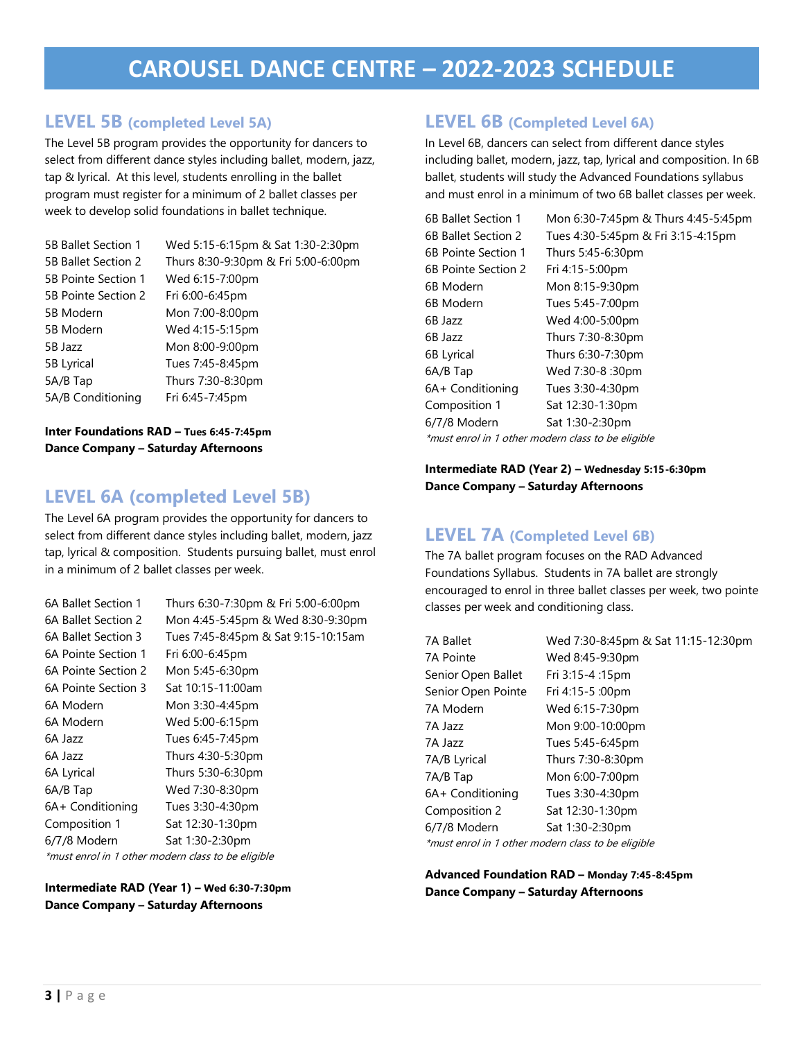# CAROUSEL DANCE CENTRE – 2022-2023 SCHEDULE

## LEVEL 5B (completed Level 5A)

The Level 5B program provides the opportunity for dancers to select from different dance styles including ballet, modern, jazz, tap & lyrical. At this level, students enrolling in the ballet program must register for a minimum of 2 ballet classes per week to develop solid foundations in ballet technique.

| Class | Time |
|---|---|
| 5B Ballet Section 1 | Wed 5:15-6:15pm & Sat 1:30-2:30pm |
| 5B Ballet Section 2 | Thurs 8:30-9:30pm & Fri 5:00-6:00pm |
| 5B Pointe Section 1 | Wed 6:15-7:00pm |
| 5B Pointe Section 2 | Fri 6:00-6:45pm |
| 5B Modern | Mon 7:00-8:00pm |
| 5B Modern | Wed 4:15-5:15pm |
| 5B Jazz | Mon 8:00-9:00pm |
| 5B Lyrical | Tues 7:45-8:45pm |
| 5A/B Tap | Thurs 7:30-8:30pm |
| 5A/B Conditioning | Fri 6:45-7:45pm |

**Inter Foundations RAD – Tues 6:45-7:45pm**
**Dance Company – Saturday Afternoons**

## LEVEL 6A (completed Level 5B)

The Level 6A program provides the opportunity for dancers to select from different dance styles including ballet, modern, jazz tap, lyrical & composition. Students pursuing ballet, must enrol in a minimum of 2 ballet classes per week.

| Class | Time |
|---|---|
| 6A Ballet Section 1 | Thurs 6:30-7:30pm & Fri 5:00-6:00pm |
| 6A Ballet Section 2 | Mon 4:45-5:45pm & Wed 8:30-9:30pm |
| 6A Ballet Section 3 | Tues 7:45-8:45pm & Sat 9:15-10:15am |
| 6A Pointe Section 1 | Fri 6:00-6:45pm |
| 6A Pointe Section 2 | Mon 5:45-6:30pm |
| 6A Pointe Section 3 | Sat 10:15-11:00am |
| 6A Modern | Mon 3:30-4:45pm |
| 6A Modern | Wed 5:00-6:15pm |
| 6A Jazz | Tues 6:45-7:45pm |
| 6A Jazz | Thurs 4:30-5:30pm |
| 6A Lyrical | Thurs 5:30-6:30pm |
| 6A/B Tap | Wed 7:30-8:30pm |
| 6A+ Conditioning | Tues 3:30-4:30pm |
| Composition 1 | Sat 12:30-1:30pm |
| 6/7/8 Modern | Sat 1:30-2:30pm |

*\*must enrol in 1 other modern class to be eligible*

**Intermediate RAD (Year 1) – Wed 6:30-7:30pm**
**Dance Company – Saturday Afternoons**

## LEVEL 6B (Completed Level 6A)

In Level 6B, dancers can select from different dance styles including ballet, modern, jazz, tap, lyrical and composition. In 6B ballet, students will study the Advanced Foundations syllabus and must enrol in a minimum of two 6B ballet classes per week.

| Class | Time |
|---|---|
| 6B Ballet Section 1 | Mon 6:30-7:45pm & Thurs 4:45-5:45pm |
| 6B Ballet Section 2 | Tues 4:30-5:45pm & Fri 3:15-4:15pm |
| 6B Pointe Section 1 | Thurs 5:45-6:30pm |
| 6B Pointe Section 2 | Fri 4:15-5:00pm |
| 6B Modern | Mon 8:15-9:30pm |
| 6B Modern | Tues 5:45-7:00pm |
| 6B Jazz | Wed 4:00-5:00pm |
| 6B Jazz | Thurs 7:30-8:30pm |
| 6B Lyrical | Thurs 6:30-7:30pm |
| 6A/B Tap | Wed 7:30-8 :30pm |
| 6A+ Conditioning | Tues 3:30-4:30pm |
| Composition 1 | Sat 12:30-1:30pm |
| 6/7/8 Modern | Sat 1:30-2:30pm |

*\*must enrol in 1 other modern class to be eligible*

**Intermediate RAD (Year 2) – Wednesday 5:15-6:30pm**
**Dance Company – Saturday Afternoons**

## LEVEL 7A (Completed Level 6B)

The 7A ballet program focuses on the RAD Advanced Foundations Syllabus. Students in 7A ballet are strongly encouraged to enrol in three ballet classes per week, two pointe classes per week and conditioning class.

| Class | Time |
|---|---|
| 7A Ballet | Wed 7:30-8:45pm & Sat 11:15-12:30pm |
| 7A Pointe | Wed 8:45-9:30pm |
| Senior Open Ballet | Fri 3:15-4 :15pm |
| Senior Open Pointe | Fri 4:15-5 :00pm |
| 7A Modern | Wed 6:15-7:30pm |
| 7A Jazz | Mon 9:00-10:00pm |
| 7A Jazz | Tues 5:45-6:45pm |
| 7A/B Lyrical | Thurs 7:30-8:30pm |
| 7A/B Tap | Mon 6:00-7:00pm |
| 6A+ Conditioning | Tues 3:30-4:30pm |
| Composition 2 | Sat 12:30-1:30pm |
| 6/7/8 Modern | Sat 1:30-2:30pm |

*\*must enrol in 1 other modern class to be eligible*

**Advanced Foundation RAD – Monday 7:45-8:45pm**
**Dance Company – Saturday Afternoons**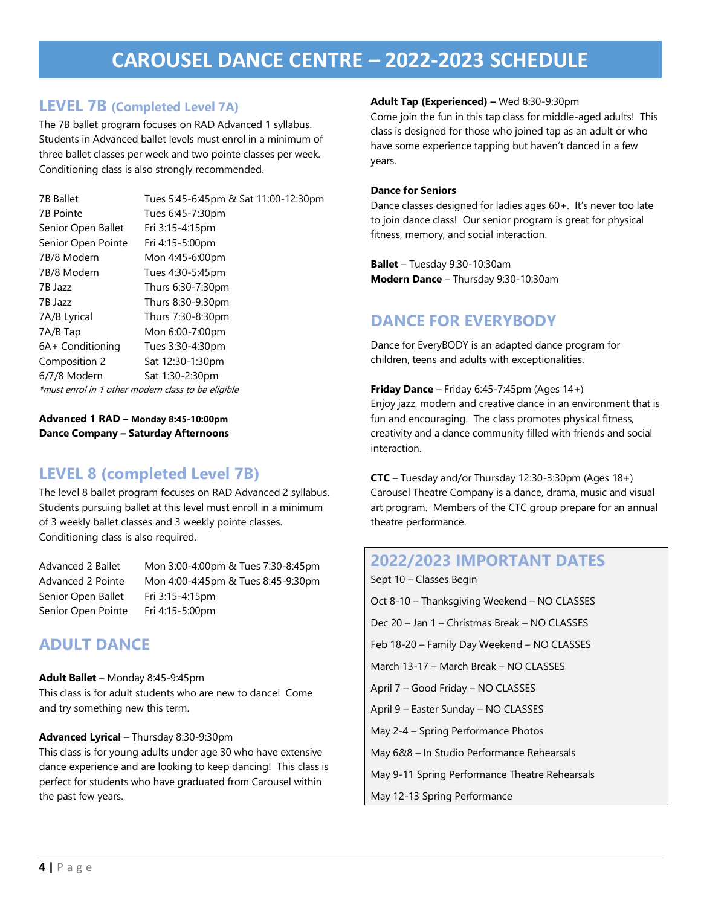# CAROUSEL DANCE CENTRE – 2022-2023 SCHEDULE

## LEVEL 7B (Completed Level 7A)

The 7B ballet program focuses on RAD Advanced 1 syllabus. Students in Advanced ballet levels must enrol in a minimum of three ballet classes per week and two pointe classes per week. Conditioning class is also strongly recommended.

| | |
|---|---|
| 7B Ballet | Tues 5:45-6:45pm & Sat 11:00-12:30pm |
| 7B Pointe | Tues 6:45-7:30pm |
| Senior Open Ballet | Fri 3:15-4:15pm |
| Senior Open Pointe | Fri 4:15-5:00pm |
| 7B/8 Modern | Mon 4:45-6:00pm |
| 7B/8 Modern | Tues 4:30-5:45pm |
| 7B Jazz | Thurs 6:30-7:30pm |
| 7B Jazz | Thurs 8:30-9:30pm |
| 7A/B Lyrical | Thurs 7:30-8:30pm |
| 7A/B Tap | Mon 6:00-7:00pm |
| 6A+ Conditioning | Tues 3:30-4:30pm |
| Composition 2 | Sat 12:30-1:30pm |
| 6/7/8 Modern | Sat 1:30-2:30pm |

*\*must enrol in 1 other modern class to be eligible*

**Advanced 1 RAD – Monday 8:45-10:00pm**
**Dance Company – Saturday Afternoons**

## LEVEL 8 (completed Level 7B)

The level 8 ballet program focuses on RAD Advanced 2 syllabus. Students pursuing ballet at this level must enroll in a minimum of 3 weekly ballet classes and 3 weekly pointe classes. Conditioning class is also required.

| | |
|---|---|
| Advanced 2 Ballet | Mon 3:00-4:00pm & Tues 7:30-8:45pm |
| Advanced 2 Pointe | Mon 4:00-4:45pm & Tues 8:45-9:30pm |
| Senior Open Ballet | Fri 3:15-4:15pm |
| Senior Open Pointe | Fri 4:15-5:00pm |

## ADULT DANCE

**Adult Ballet** – Monday 8:45-9:45pm
This class is for adult students who are new to dance! Come and try something new this term.

**Advanced Lyrical** – Thursday 8:30-9:30pm
This class is for young adults under age 30 who have extensive dance experience and are looking to keep dancing! This class is perfect for students who have graduated from Carousel within the past few years.

**Adult Tap (Experienced) –** Wed 8:30-9:30pm
Come join the fun in this tap class for middle-aged adults! This class is designed for those who joined tap as an adult or who have some experience tapping but haven't danced in a few years.

**Dance for Seniors**
Dance classes designed for ladies ages 60+. It's never too late to join dance class! Our senior program is great for physical fitness, memory, and social interaction.

**Ballet** – Tuesday 9:30-10:30am
**Modern Dance** – Thursday 9:30-10:30am

## DANCE FOR EVERYBODY

Dance for EveryBODY is an adapted dance program for children, teens and adults with exceptionalities.

**Friday Dance** – Friday 6:45-7:45pm (Ages 14+)
Enjoy jazz, modern and creative dance in an environment that is fun and encouraging. The class promotes physical fitness, creativity and a dance community filled with friends and social interaction.

**CTC** – Tuesday and/or Thursday 12:30-3:30pm (Ages 18+)
Carousel Theatre Company is a dance, drama, music and visual art program. Members of the CTC group prepare for an annual theatre performance.

## 2022/2023 IMPORTANT DATES

Sept 10 – Classes Begin

Oct 8-10 – Thanksgiving Weekend – NO CLASSES

Dec 20 – Jan 1 – Christmas Break – NO CLASSES

Feb 18-20 – Family Day Weekend – NO CLASSES

March 13-17 – March Break – NO CLASSES

April 7 – Good Friday – NO CLASSES

April 9 – Easter Sunday – NO CLASSES

May 2-4 – Spring Performance Photos

May 6&8 – In Studio Performance Rehearsals

May 9-11 Spring Performance Theatre Rehearsals

May 12-13 Spring Performance